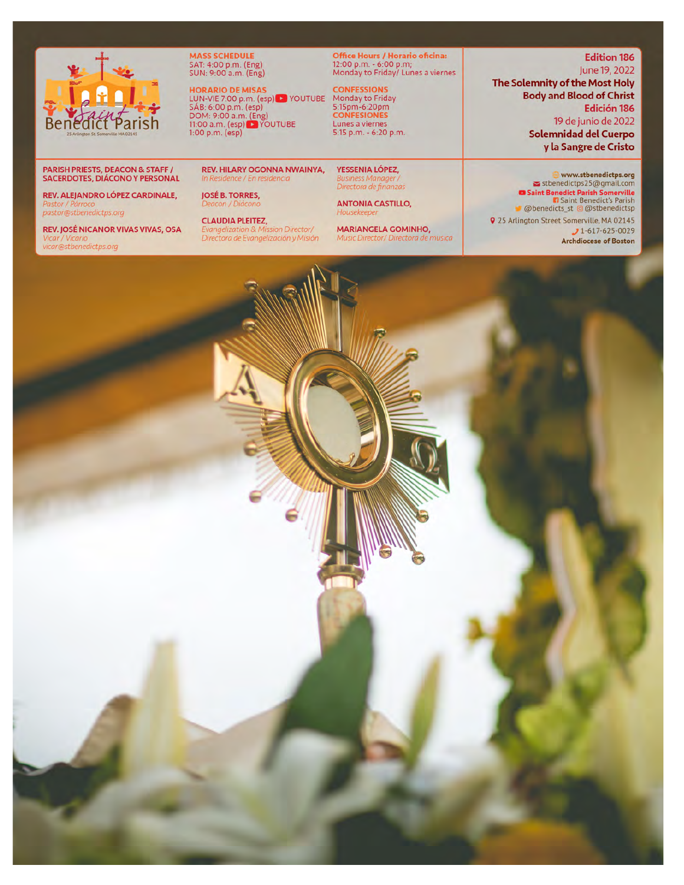Saint Benedict Parish
25 Arlington St Somerville MA 02145

**MASS SCHEDULE**
SAT: 4:00 p.m. (Eng)
SUN: 9:00 a.m. (Eng)

**HORARIO DE MISAS**
LUN-VIE 7:00 p.m. (esp) YOUTUBE
SÁB: 6:00 p.m. (esp)
DOM: 9:00 a.m. (Eng)
11:00 a.m. (esp) YOUTUBE
1:00 p.m. (esp)

**Office Hours / Horario oficina:**
12:00 p.m. - 6:00 p.m;
Monday to Friday/ Lunes a viernes

**CONFESSIONS**
Monday to Friday
5:15pm-6:20pm

**CONFESIONES**
Lunes a viernes
5:15 p.m. - 6:20 p.m.

**Edition 186**
June 19, 2022
**The Solemnity of the Most Holy Body and Blood of Christ**

**Edición 186**
19 de junio de 2022
**Solemnidad del Cuerpo y la Sangre de Cristo**

**PARISH PRIESTS, DEACON & STAFF / SACERDOTES, DIÁCONO Y PERSONAL**

**REV. ALEJANDRO LÓPEZ CARDINALE,**
*Pastor / Párroco*
*pastor@stbenedictps.org*

**REV. JOSÉ NICANOR VIVAS VIVAS, OSA**
*Vicar / Vicario*
*vicar@stbenedictps.org*

**REV. HILARY OGONNA NWAINYA,**
*In Residence / En residencia*

**JOSÉ B. TORRES,**
*Deacon / Diácono*

**CLAUDIA PLEITEZ,**
*Evangelization & Mission Director/ Directora de Evangelización y Misión*

**YESSENIA LÓPEZ,**
*Business Manager / Directora de finanzas*

**ANTONIA CASTILLO,**
*Housekeeper*

**MARIANGELA GOMINHO,**
*Music Director/ Directora de musica*

**www.stbenedictps.org**
stbenedictps25@gmail.com
**Saint Benedict Parish Somerville**
Saint Benedict's Parish
@benedicts_st @stbenedictsp
25 Arlington Street Somerville, MA 02145
1-617-625-0029
**Archdiocese of Boston**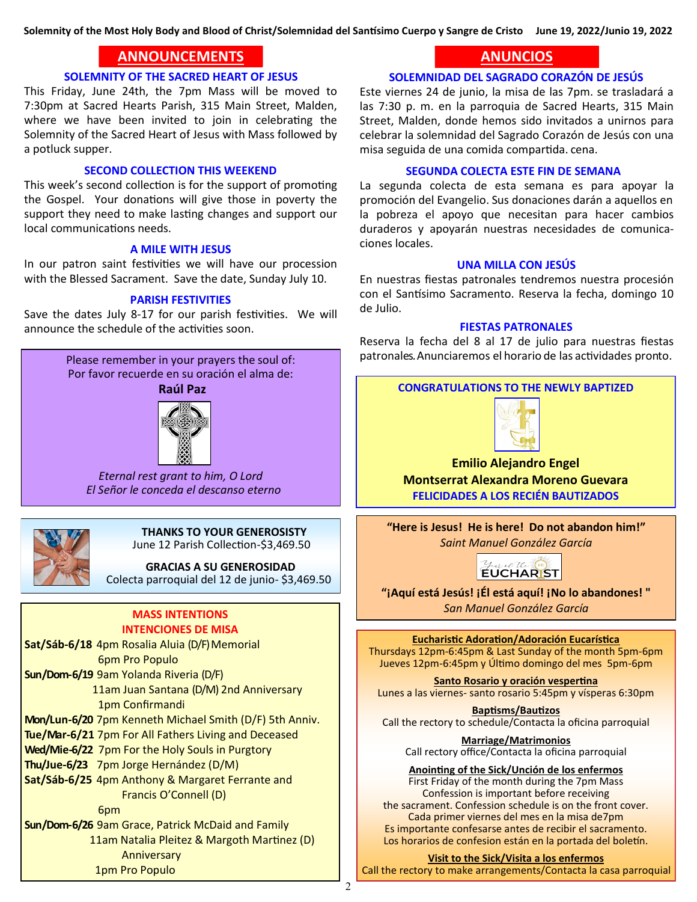## ANNOUNCEMENTS

### SOLEMNITY OF THE SACRED HEART OF JESUS

This Friday, June 24th, the 7pm Mass will be moved to 7:30pm at Sacred Hearts Parish, 315 Main Street, Malden, where we have been invited to join in celebrating the Solemnity of the Sacred Heart of Jesus with Mass followed by a potluck supper.

### SECOND COLLECTION THIS WEEKEND

This week's second collection is for the support of promoting the Gospel. Your donations will give those in poverty the support they need to make lasting changes and support our local communications needs.

### A MILE WITH JESUS

In our patron saint festivities we will have our procession with the Blessed Sacrament. Save the date, Sunday July 10.

### PARISH FESTIVITIES

Save the dates July 8-17 for our parish festivities. We will announce the schedule of the activities soon.

Please remember in your prayers the soul of:
Por favor recuerde en su oración el alma de:

**Raúl Paz**

*Eternal rest grant to him, O Lord*
*El Señor le conceda el descanso eterno*

**THANKS TO YOUR GENEROSITY**
June 12 Parish Collection-$3,469.50

**GRACIAS A SU GENEROSIDAD**
Colecta parroquial del 12 de junio- $3,469.50

### MASS INTENTIONS
### INTENCIONES DE MISA

**Sat/Sáb-6/18** 4pm Rosalia Aluia (D/F) Memorial
6pm Pro Populo
**Sun/Dom-6/19** 9am Yolanda Riveria (D/F)
11am Juan Santana (D/M) 2nd Anniversary
1pm Confirmandi
**Mon/Lun-6/20** 7pm Kenneth Michael Smith (D/F) 5th Anniv.
**Tue/Mar-6/21** 7pm For All Fathers Living and Deceased
**Wed/Mie-6/22** 7pm For the Holy Souls in Purgtory
**Thu/Jue-6/23** 7pm Jorge Hernández (D/M)
**Sat/Sáb-6/25** 4pm Anthony & Margaret Ferrante and Francis O'Connell (D)
6pm
**Sun/Dom-6/26** 9am Grace, Patrick McDaid and Family
11am Natalia Pleitez & Margoth Martinez (D) Anniversary
1pm Pro Populo

## ANUNCIOS

### SOLEMNIDAD DEL SAGRADO CORAZÓN DE JESÚS

Este viernes 24 de junio, la misa de las 7pm. se trasladará a las 7:30 p. m. en la parroquia de Sacred Hearts, 315 Main Street, Malden, donde hemos sido invitados a unirnos para celebrar la solemnidad del Sagrado Corazón de Jesús con una misa seguida de una comida compartida. cena.

### SEGUNDA COLECTA ESTE FIN DE SEMANA

La segunda colecta de esta semana es para apoyar la promoción del Evangelio. Sus donaciones darán a aquellos en la pobreza el apoyo que necesitan para hacer cambios duraderos y apoyarán nuestras necesidades de comunicaciones locales.

### UNA MILLA CON JESÚS

En nuestras fiestas patronales tendremos nuestra procesión con el Santísimo Sacramento. Reserva la fecha, domingo 10 de Julio.

### FIESTAS PATRONALES

Reserva la fecha del 8 al 17 de julio para nuestras fiestas patronales. Anunciaremos el horario de las actividades pronto.

**CONGRATULATIONS TO THE NEWLY BAPTIZED**

**Emilio Alejandro Engel**
**Montserrat Alexandra Moreno Guevara**

**FELICIDADES A LOS RECIÉN BAUTIZADOS**

**"Here is Jesus! He is here! Do not abandon him!"**
*Saint Manuel González García*

**"¡Aquí está Jesús! ¡Él está aquí! ¡No lo abandones! "**
*San Manuel González García*

**Eucharistic Adoration/Adoración Eucarística**
Thursdays 12pm-6:45pm & Last Sunday of the month 5pm-6pm
Jueves 12pm-6:45pm y Último domingo del mes 5pm-6pm

**Santo Rosario y oración vespertina**
Lunes a las viernes- santo rosario 5:45pm y vísperas 6:30pm

**Baptisms/Bautizos**
Call the rectory to schedule/Contacta la oficina parroquial

**Marriage/Matrimonios**
Call rectory office/Contacta la oficina parroquial

**Anointing of the Sick/Unción de los enfermos**
First Friday of the month during the 7pm Mass
Confession is important before receiving the sacrament. Confession schedule is on the front cover.
Cada primer viernes del mes en la misa de7pm
Es importante confesarse antes de recibir el sacramento.
Los horarios de confesion están en la portada del boletín.

**Visit to the Sick/Visita a los enfermos**
Call the rectory to make arrangements/Contacta la casa parroquial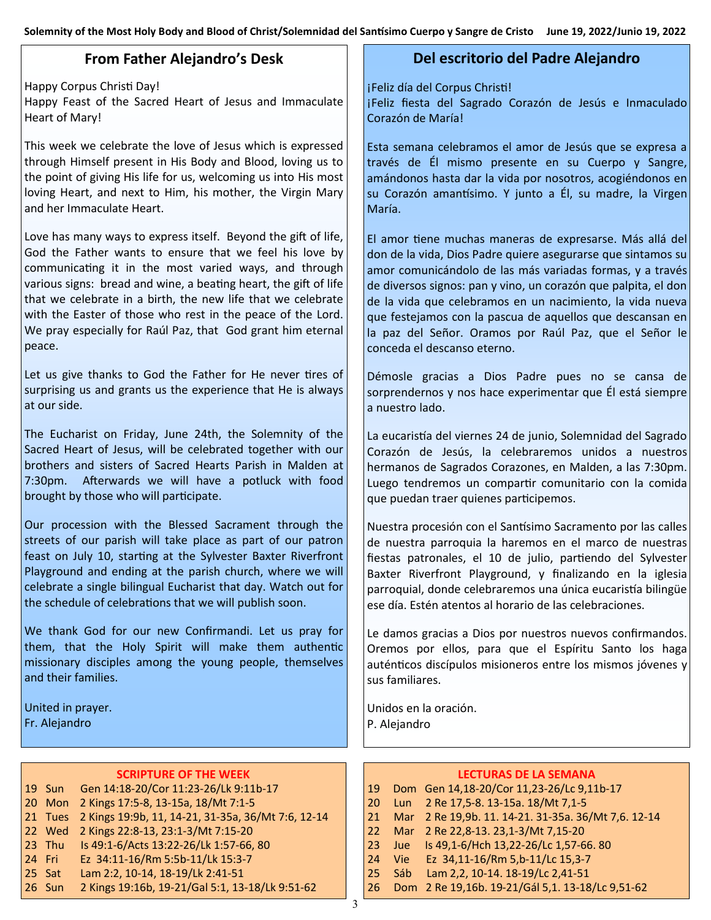## From Father Alejandro's Desk

Happy Corpus Christi Day!
Happy Feast of the Sacred Heart of Jesus and Immaculate Heart of Mary!

This week we celebrate the love of Jesus which is expressed through Himself present in His Body and Blood, loving us to the point of giving His life for us, welcoming us into His most loving Heart, and next to Him, his mother, the Virgin Mary and her Immaculate Heart.

Love has many ways to express itself. Beyond the gift of life, God the Father wants to ensure that we feel his love by communicating it in the most varied ways, and through various signs: bread and wine, a beating heart, the gift of life that we celebrate in a birth, the new life that we celebrate with the Easter of those who rest in the peace of the Lord. We pray especially for Raúl Paz, that God grant him eternal peace.

Let us give thanks to God the Father for He never tires of surprising us and grants us the experience that He is always at our side.

The Eucharist on Friday, June 24th, the Solemnity of the Sacred Heart of Jesus, will be celebrated together with our brothers and sisters of Sacred Hearts Parish in Malden at 7:30pm. Afterwards we will have a potluck with food brought by those who will participate.

Our procession with the Blessed Sacrament through the streets of our parish will take place as part of our patron feast on July 10, starting at the Sylvester Baxter Riverfront Playground and ending at the parish church, where we will celebrate a single bilingual Eucharist that day. Watch out for the schedule of celebrations that we will publish soon.

We thank God for our new Confirmandi. Let us pray for them, that the Holy Spirit will make them authentic missionary disciples among the young people, themselves and their families.

United in prayer.
Fr. Alejandro

## Del escritorio del Padre Alejandro

¡Feliz día del Corpus Christi!
¡Feliz fiesta del Sagrado Corazón de Jesús e Inmaculado Corazón de María!

Esta semana celebramos el amor de Jesús que se expresa a través de Él mismo presente en su Cuerpo y Sangre, amándonos hasta dar la vida por nosotros, acogiéndonos en su Corazón amantísimo. Y junto a Él, su madre, la Virgen María.

El amor tiene muchas maneras de expresarse. Más allá del don de la vida, Dios Padre quiere asegurarse que sintamos su amor comunicándolo de las más variadas formas, y a través de diversos signos: pan y vino, un corazón que palpita, el don de la vida que celebramos en un nacimiento, la vida nueva que festejamos con la pascua de aquellos que descansan en la paz del Señor. Oramos por Raúl Paz, que el Señor le conceda el descanso eterno.

Démosle gracias a Dios Padre pues no se cansa de sorprendernos y nos hace experimentar que Él está siempre a nuestro lado.

La eucaristía del viernes 24 de junio, Solemnidad del Sagrado Corazón de Jesús, la celebraremos unidos a nuestros hermanos de Sagrados Corazones, en Malden, a las 7:30pm. Luego tendremos un compartir comunitario con la comida que puedan traer quienes participemos.

Nuestra procesión con el Santísimo Sacramento por las calles de nuestra parroquia la haremos en el marco de nuestras fiestas patronales, el 10 de julio, partiendo del Sylvester Baxter Riverfront Playground, y finalizando en la iglesia parroquial, donde celebraremos una única eucaristía bilingüe ese día. Estén atentos al horario de las celebraciones.

Le damos gracias a Dios por nuestros nuevos confirmandos. Oremos por ellos, para que el Espíritu Santo los haga auténticos discípulos misioneros entre los mismos jóvenes y sus familiares.

Unidos en la oración.
P. Alejandro

### SCRIPTURE OF THE WEEK

| | | |
|---|---|---|
| 19 | Sun | Gen 14:18-20/Cor 11:23-26/Lk 9:11b-17 |
| 20 | Mon | 2 Kings 17:5-8, 13-15a, 18/Mt 7:1-5 |
| 21 | Tues | 2 Kings 19:9b, 11, 14-21, 31-35a, 36/Mt 7:6, 12-14 |
| 22 | Wed | 2 Kings 22:8-13, 23:1-3/Mt 7:15-20 |
| 23 | Thu | Is 49:1-6/Acts 13:22-26/Lk 1:57-66, 80 |
| 24 | Fri | Ez 34:11-16/Rm 5:5b-11/Lk 15:3-7 |
| 25 | Sat | Lam 2:2, 10-14, 18-19/Lk 2:41-51 |
| 26 | Sun | 2 Kings 19:16b, 19-21/Gal 5:1, 13-18/Lk 9:51-62 |

### LECTURAS DE LA SEMANA

| | | |
|---|---|---|
| 19 | Dom | Gen 14,18-20/Cor 11,23-26/Lc 9,11b-17 |
| 20 | Lun | 2 Re 17,5-8. 13-15a. 18/Mt 7,1-5 |
| 21 | Mar | 2 Re 19,9b. 11. 14-21. 31-35a. 36/Mt 7,6. 12-14 |
| 22 | Mar | 2 Re 22,8-13. 23,1-3/Mt 7,15-20 |
| 23 | Jue | Is 49,1-6/Hch 13,22-26/Lc 1,57-66. 80 |
| 24 | Vie | Ez 34,11-16/Rm 5,b-11/Lc 15,3-7 |
| 25 | Sáb | Lam 2,2, 10-14. 18-19/Lc 2,41-51 |
| 26 | Dom | 2 Re 19,16b. 19-21/Gál 5,1. 13-18/Lc 9,51-62 |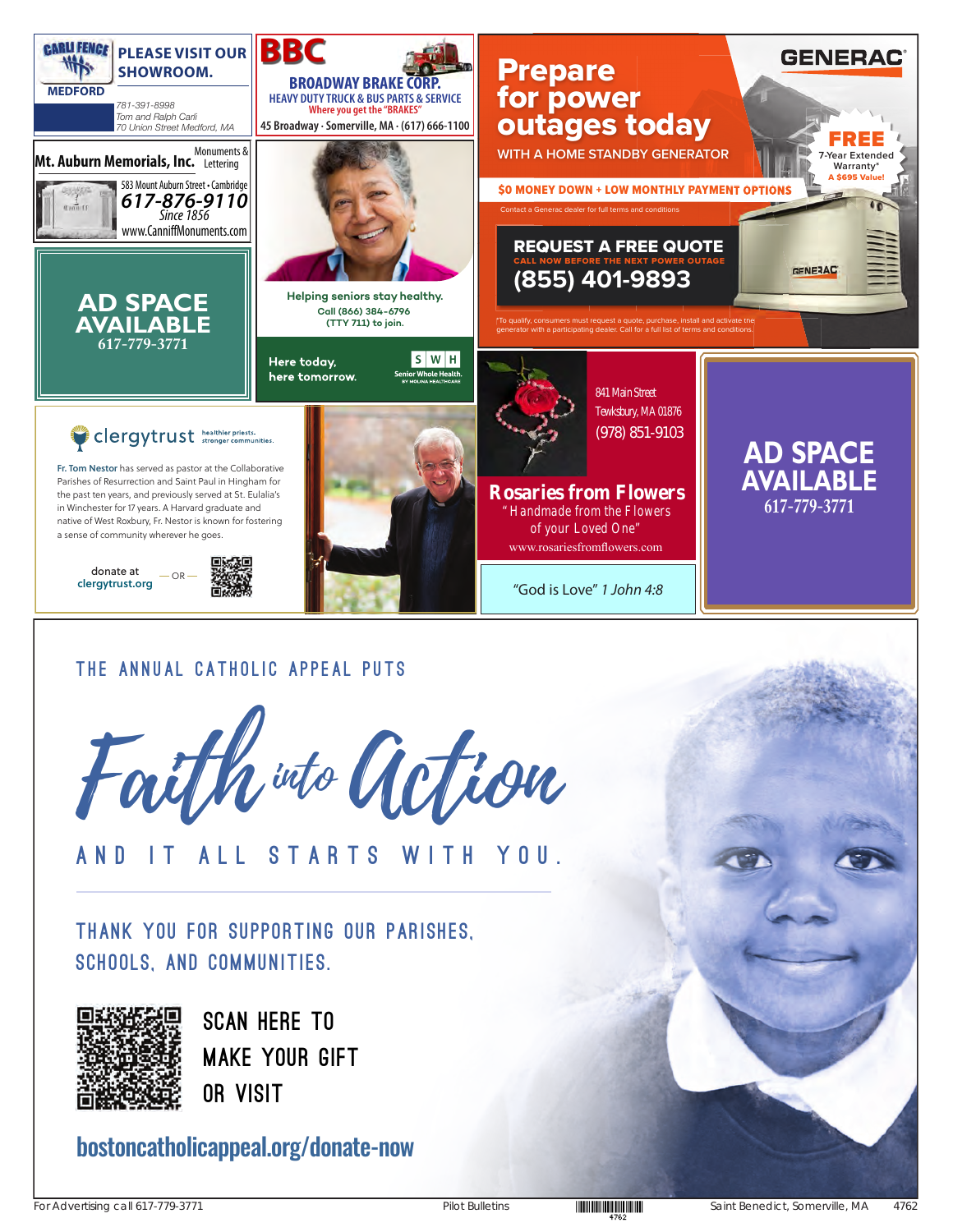**CARLI FENCE**

MEDFORD

**PLEASE VISIT OUR SHOWROOM.**

781-391-8998
Tom and Ralph Carli
70 Union Street Medford, MA

**BBC**

**BROADWAY BRAKE CORP.**

HEAVY DUTY TRUCK & BUS PARTS & SERVICE
Where you get the "BRAKES"

45 Broadway · Somerville, MA · (617) 666-1100

**Prepare for power outages today**

WITH A HOME STANDBY GENERATOR

**GENERAC**

**FREE** 7-Year Extended Warranty* A $695 Value!

$0 MONEY DOWN + LOW MONTHLY PAYMENT OPTIONS

Contact a Generac dealer for full terms and conditions

**REQUEST A FREE QUOTE**

CALL NOW BEFORE THE NEXT POWER OUTAGE

**(855) 401-9893**

*To qualify, consumers must request a quote, purchase, install and activate the generator with a participating dealer. Call for a full list of terms and conditions.

**Mt. Auburn Memorials, Inc.** Monuments & Lettering

583 Mount Auburn Street • Cambridge
**617-876-9110**
Since 1856
www.CanniffMonuments.com

**AD SPACE AVAILABLE**
617-779-3771

Helping seniors stay healthy.
Call (866) 384-6796
(TTY 711) to join.

Here today, here tomorrow.

SWH Senior Whole Health. BY MOLINA HEALTHCARE

841 Main Street
Tewksbury, MA 01876
(978) 851-9103

**Rosaries from Flowers**
"Handmade from the Flowers of your Loved One"
www.rosariesfromflowers.com

"God is Love" *1 John 4:8*

**AD SPACE AVAILABLE**
617-779-3771

**clergytrust** healthier priests. stronger communities.

Fr. Tom Nestor has served as pastor at the Collaborative Parishes of Resurrection and Saint Paul in Hingham for the past ten years, and previously served at St. Eulalia's in Winchester for 17 years. A Harvard graduate and native of West Roxbury, Fr. Nestor is known for fostering a sense of community wherever he goes.

donate at **clergytrust.org** — OR —

THE ANNUAL CATHOLIC APPEAL PUTS

# *Faith into Action*

AND IT ALL STARTS WITH YOU.

THANK YOU FOR SUPPORTING OUR PARISHES, SCHOOLS, AND COMMUNITIES.

SCAN HERE TO MAKE YOUR GIFT OR VISIT

**bostoncatholicappeal.org/donate-now**